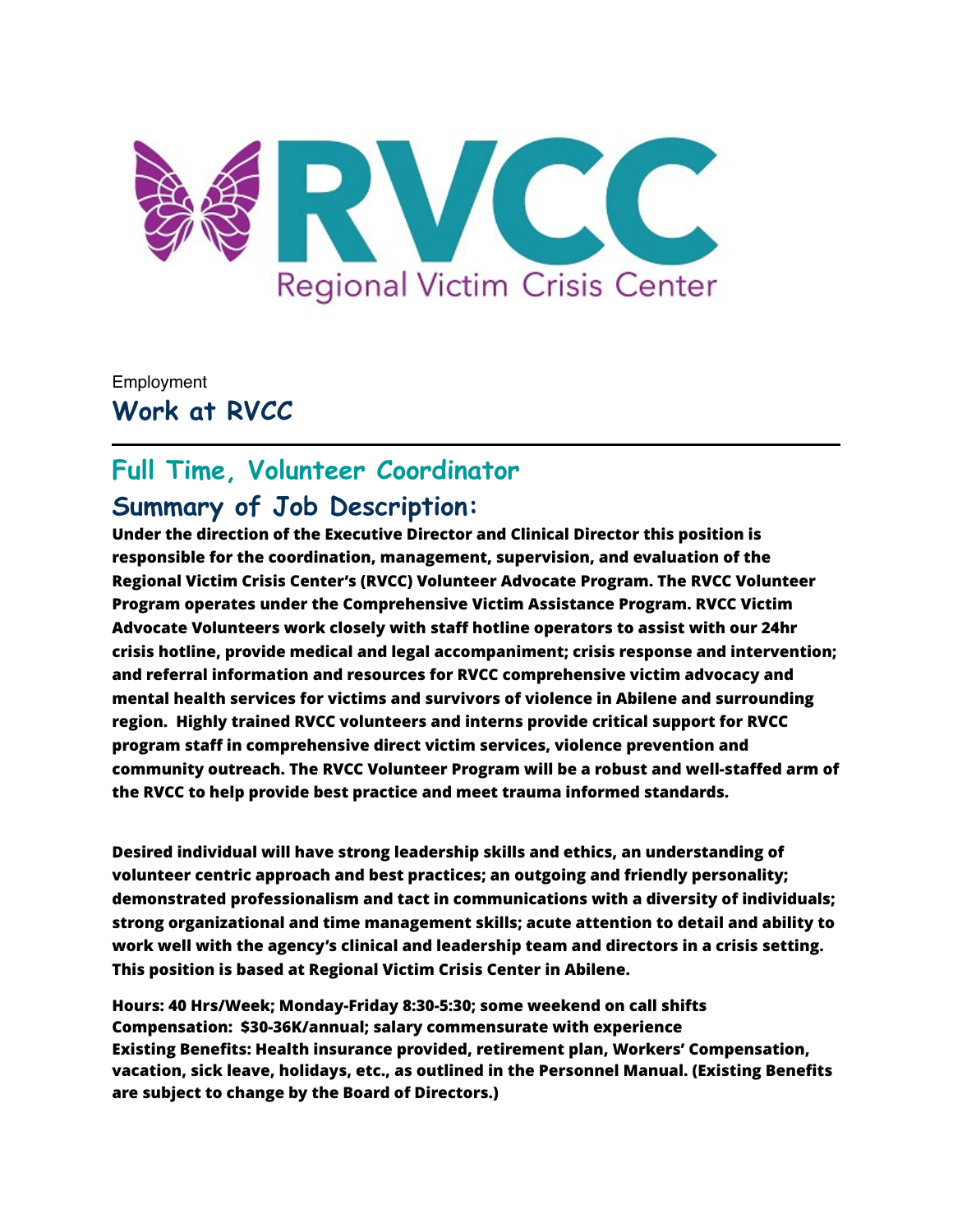# RVCC

Regional Victim Crisis Center

Employment

## Work at RVCC

## Full Time, Volunteer Coordinator

## Summary of Job Description:

**Under the direction of the Executive Director and Clinical Director this position is responsible for the coordination, management, supervision, and evaluation of the Regional Victim Crisis Center's (RVCC) Volunteer Advocate Program. The RVCC Volunteer Program operates under the Comprehensive Victim Assistance Program. RVCC Victim Advocate Volunteers work closely with staff hotline operators to assist with our 24hr crisis hotline, provide medical and legal accompaniment; crisis response and intervention; and referral information and resources for RVCC comprehensive victim advocacy and mental health services for victims and survivors of violence in Abilene and surrounding region. Highly trained RVCC volunteers and interns provide critical support for RVCC program staff in comprehensive direct victim services, violence prevention and community outreach. The RVCC Volunteer Program will be a robust and well-staffed arm of the RVCC to help provide best practice and meet trauma informed standards.**

**Desired individual will have strong leadership skills and ethics, an understanding of volunteer centric approach and best practices; an outgoing and friendly personality; demonstrated professionalism and tact in communications with a diversity of individuals; strong organizational and time management skills; acute attention to detail and ability to work well with the agency's clinical and leadership team and directors in a crisis setting. This position is based at Regional Victim Crisis Center in Abilene.**

**Hours: 40 Hrs/Week; Monday-Friday 8:30-5:30; some weekend on call shifts**
**Compensation: $30-36K/annual; salary commensurate with experience**
**Existing Benefits: Health insurance provided, retirement plan, Workers' Compensation, vacation, sick leave, holidays, etc., as outlined in the Personnel Manual. (Existing Benefits are subject to change by the Board of Directors.)**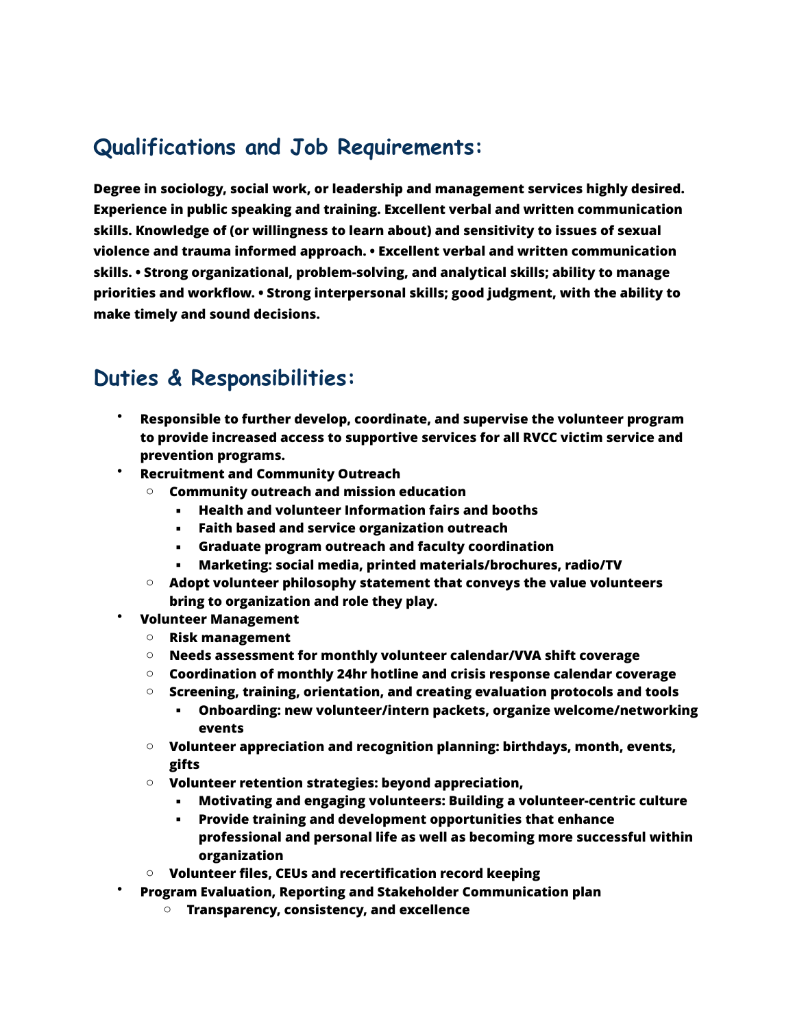## Qualifications and Job Requirements:

**Degree in sociology, social work, or leadership and management services highly desired. Experience in public speaking and training. Excellent verbal and written communication skills. Knowledge of (or willingness to learn about) and sensitivity to issues of sexual violence and trauma informed approach. • Excellent verbal and written communication skills. • Strong organizational, problem-solving, and analytical skills; ability to manage priorities and workflow. • Strong interpersonal skills; good judgment, with the ability to make timely and sound decisions.**

## Duties & Responsibilities:

- **Responsible to further develop, coordinate, and supervise the volunteer program to provide increased access to supportive services for all RVCC victim service and prevention programs.**
- **Recruitment and Community Outreach**
  - **Community outreach and mission education**
    - **Health and volunteer Information fairs and booths**
    - **Faith based and service organization outreach**
    - **Graduate program outreach and faculty coordination**
    - **Marketing: social media, printed materials/brochures, radio/TV**
  - **Adopt volunteer philosophy statement that conveys the value volunteers bring to organization and role they play.**
- **Volunteer Management**
  - **Risk management**
  - **Needs assessment for monthly volunteer calendar/VVA shift coverage**
  - **Coordination of monthly 24hr hotline and crisis response calendar coverage**
  - **Screening, training, orientation, and creating evaluation protocols and tools**
    - **Onboarding: new volunteer/intern packets, organize welcome/networking events**
  - **Volunteer appreciation and recognition planning: birthdays, month, events, gifts**
  - **Volunteer retention strategies: beyond appreciation,**
    - **Motivating and engaging volunteers: Building a volunteer-centric culture**
    - **Provide training and development opportunities that enhance professional and personal life as well as becoming more successful within organization**
  - **Volunteer files, CEUs and recertification record keeping**
- **Program Evaluation, Reporting and Stakeholder Communication plan**
  - **Transparency, consistency, and excellence**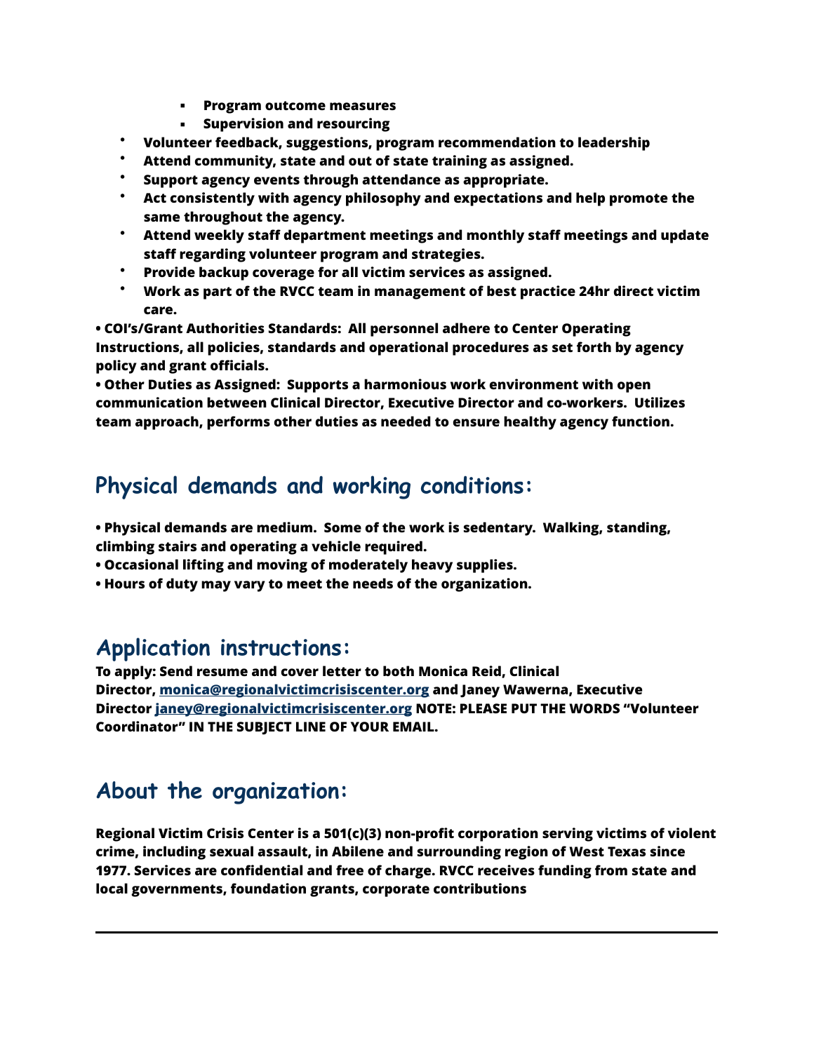- **Program outcome measures**
    - **Supervision and resourcing**
- **Volunteer feedback, suggestions, program recommendation to leadership**
- **Attend community, state and out of state training as assigned.**
- **Support agency events through attendance as appropriate.**
- **Act consistently with agency philosophy and expectations and help promote the same throughout the agency.**
- **Attend weekly staff department meetings and monthly staff meetings and update staff regarding volunteer program and strategies.**
- **Provide backup coverage for all victim services as assigned.**
- **Work as part of the RVCC team in management of best practice 24hr direct victim care.**

**• COI's/Grant Authorities Standards: All personnel adhere to Center Operating Instructions, all policies, standards and operational procedures as set forth by agency policy and grant officials.**

**• Other Duties as Assigned: Supports a harmonious work environment with open communication between Clinical Director, Executive Director and co-workers. Utilizes team approach, performs other duties as needed to ensure healthy agency function.**

## Physical demands and working conditions:

**• Physical demands are medium. Some of the work is sedentary. Walking, standing, climbing stairs and operating a vehicle required.**

**• Occasional lifting and moving of moderately heavy supplies.**

**• Hours of duty may vary to meet the needs of the organization.**

## Application instructions:

**To apply: Send resume and cover letter to both Monica Reid, Clinical Director, [monica@regionalvictimcrisiscenter.org](mailto:monica@regionalvictimcrisiscenter.org) and Janey Wawerna, Executive Director [janey@regionalvictimcrisiscenter.org](mailto:janey@regionalvictimcrisiscenter.org) NOTE: PLEASE PUT THE WORDS "Volunteer Coordinator" IN THE SUBJECT LINE OF YOUR EMAIL.**

## About the organization:

**Regional Victim Crisis Center is a 501(c)(3) non-profit corporation serving victims of violent crime, including sexual assault, in Abilene and surrounding region of West Texas since 1977. Services are confidential and free of charge. RVCC receives funding from state and local governments, foundation grants, corporate contributions**

---